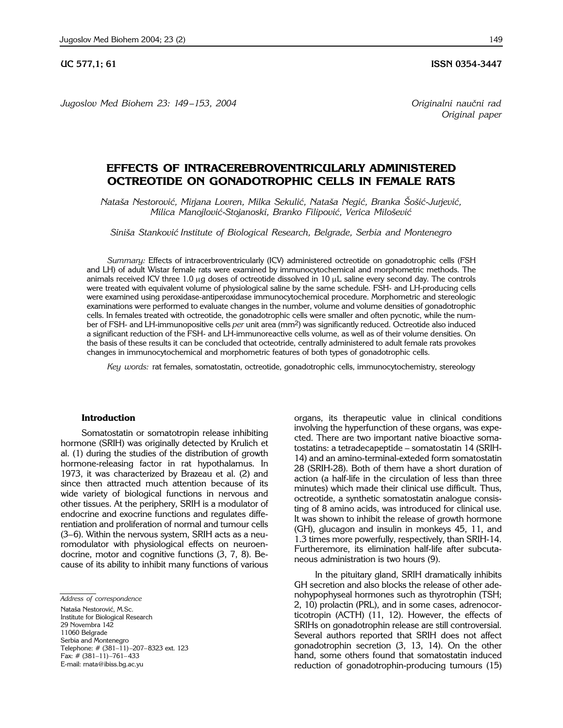UC 577,1; 61 ISSN 0354-3447

*Originalni naučni rad*
*Original paper*

# EFFECTS OF INTRACEREBROVENTRICULARLY ADMINISTERED OCTREOTIDE ON GONADOTROPHIC CELLS IN FEMALE RATS

*Nataša Nestorović, Mirjana Lovren, Milka Sekulić, Nataša Negić, Branka Šošić-Jurjević, Milica Manojlović-Stojanoski, Branko Filipović, Verica Milošević*

*Siniša Stanković Institute of Biological Research, Belgrade, Serbia and Montenegro*

*Summary:* Effects of intracerbroventricularly (ICV) administered octreotide on gonadotrophic cells (FSH and LH) of adult Wistar female rats were examined by immunocytochemical and morphometric methods. The animals received ICV three 1.0 μg doses of octreotide dissolved in 10 μL saline every second day. The controls were treated with equivalent volume of physiological saline by the same schedule. FSH- and LH-producing cells were examined using peroxidase-antiperoxidase immunocytochemical procedure. Morphometric and stereologic examinations were performed to evaluate changes in the number, volume and volume densities of gonadotrophic cells. In females treated with octreotide, the gonadotrophic cells were smaller and often pycnotic, while the number of FSH- and LH-immunopositive cells *per* unit area (mm$^2$) was significantly reduced. Octreotide also induced a significant reduction of the FSH- and LH-immunoreactive cells volume, as well as of their volume densities. On the basis of these results it can be concluded that octeotride, centrally administered to adult female rats provokes changes in immunocytochemical and morphometric features of both types of gonadotrophic cells.

*Key words:* rat females, somatostatin, octreotide, gonadotrophic cells, immunocytochemistry, stereology

## Introduction

Somatostatin or somatotropin release inhibiting hormone (SRIH) was originally detected by Krulich et al. (1) during the studies of the distribution of growth hormone-releasing factor in rat hypothalamus. In 1973, it was characterized by Brazeau et al. (2) and since then attracted much attention because of its wide variety of biological functions in nervous and other tissues. At the periphery, SRIH is a modulator of endocrine and exocrine functions and regulates differentiation and proliferation of normal and tumour cells (3–6). Within the nervous system, SRIH acts as a neuromodulator with physiological effects on neuroendocrine, motor and cognitive functions (3, 7, 8). Because of its ability to inhibit many functions of various organs, its therapeutic value in clinical conditions involving the hyperfunction of these organs, was expected. There are two important native bioactive somatostatins: a tetradecapeptide – somatostatin 14 (SRIH-14) and an amino-terminal-exteded form somatostatin 28 (SRIH-28). Both of them have a short duration of action (a half-life in the circulation of less than three minutes) which made their clinical use difficult. Thus, octreotide, a synthetic somatostatin analogue consisting of 8 amino acids, was introduced for clinical use. It was shown to inhibit the release of growth hormone (GH), glucagon and insulin in monkeys 45, 11, and 1.3 times more powerfully, respectively, than SRIH-14. Furthermore, its elimination half-life after subcutaneous administration is two hours (9).

In the pituitary gland, SRIH dramatically inhibits GH secretion and also blocks the release of other adenohypophyseal hormones such as thyrotrophin (TSH; 2, 10) prolactin (PRL), and in some cases, adrenocorticotropin (ACTH) (11, 12). However, the effects of SRIHs on gonadotrophin release are still controversial. Several authors reported that SRIH does not affect gonadotrophin secretion (3, 13, 14). On the other hand, some others found that somatostatin induced reduction of gonadotrophin-producing tumours (15)

*Address of correspondence*

Nataša Nestorović, M.Sc.
Institute for Biological Research
29 Novembra 142
11060 Belgrade
Serbia and Montenegro
Telephone: # (381–11)–207–8323 ext. 123
Fax: # (381–11)–761–433
E-mail: rnata@ibiss.bg.ac.yu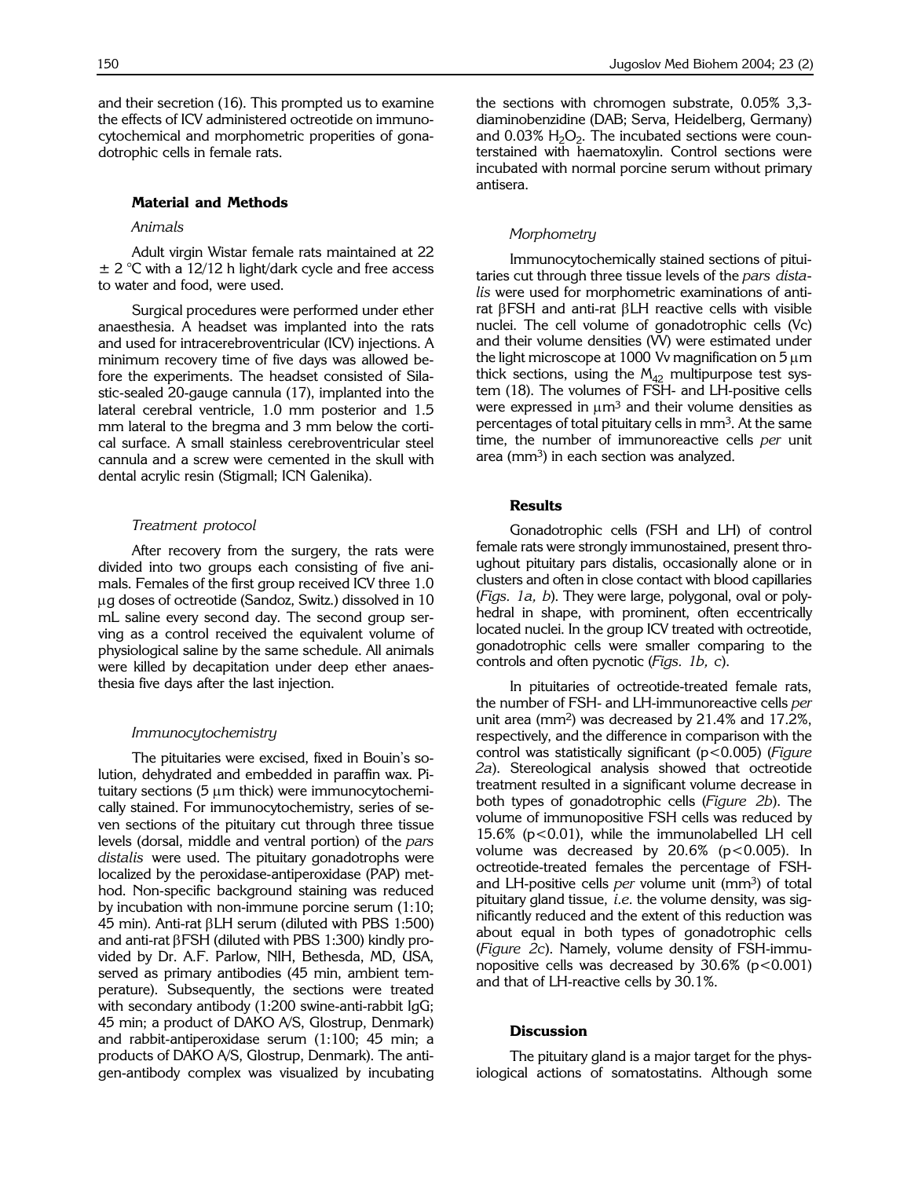and their secretion (16). This prompted us to examine the effects of ICV administered octreotide on immunocytochemical and morphometric properities of gonadotrophic cells in female rats.

## Material and Methods

### *Animals*

Adult virgin Wistar female rats maintained at 22 ± 2 °C with a 12/12 h light/dark cycle and free access to water and food, were used.

Surgical procedures were performed under ether anaesthesia. A headset was implanted into the rats and used for intracerebroventricular (ICV) injections. A minimum recovery time of five days was allowed before the experiments. The headset consisted of Silastic-sealed 20-gauge cannula (17), implanted into the lateral cerebral ventricle, 1.0 mm posterior and 1.5 mm lateral to the bregma and 3 mm below the cortical surface. A small stainless cerebroventricular steel cannula and a screw were cemented in the skull with dental acrylic resin (Stigmall; ICN Galenika).

### *Treatment protocol*

After recovery from the surgery, the rats were divided into two groups each consisting of five animals. Females of the first group received ICV three 1.0 μg doses of octreotide (Sandoz, Switz.) dissolved in 10 mL saline every second day. The second group serving as a control received the equivalent volume of physiological saline by the same schedule. All animals were killed by decapitation under deep ether anaesthesia five days after the last injection.

### *Immunocytochemistry*

The pituitaries were excised, fixed in Bouin's solution, dehydrated and embedded in paraffin wax. Pituitary sections (5 μm thick) were immunocytochemically stained. For immunocytochemistry, series of seven sections of the pituitary cut through three tissue levels (dorsal, middle and ventral portion) of the *pars distalis* were used. The pituitary gonadotrophs were localized by the peroxidase-antiperoxidase (PAP) method. Non-specific background staining was reduced by incubation with non-immune porcine serum (1:10; 45 min). Anti-rat βLH serum (diluted with PBS 1:500) and anti-rat βFSH (diluted with PBS 1:300) kindly provided by Dr. A.F. Parlow, NIH, Bethesda, MD, USA, served as primary antibodies (45 min, ambient temperature). Subsequently, the sections were treated with secondary antibody (1:200 swine-anti-rabbit IgG; 45 min; a product of DAKO A/S, Glostrup, Denmark) and rabbit-antiperoxidase serum (1:100; 45 min; a products of DAKO A/S, Glostrup, Denmark). The antigen-antibody complex was visualized by incubating the sections with chromogen substrate, 0.05% 3,3-diaminobenzidine (DAB; Serva, Heidelberg, Germany) and 0.03% $H_2O_2$. The incubated sections were counterstained with haematoxylin. Control sections were incubated with normal porcine serum without primary antisera.

### *Morphometry*

Immunocytochemically stained sections of pituitaries cut through three tissue levels of the *pars distalis* were used for morphometric examinations of anti-rat βFSH and anti-rat βLH reactive cells with visible nuclei. The cell volume of gonadotrophic cells (Vc) and their volume densities (Vv) were estimated under the light microscope at 1000 Vv magnification on 5 μm thick sections, using the $M_{42}$ multipurpose test system (18). The volumes of FSH- and LH-positive cells were expressed in μm$^3$ and their volume densities as percentages of total pituitary cells in mm$^3$. At the same time, the number of immunoreactive cells *per* unit area (mm$^3$) in each section was analyzed.

## Results

Gonadotrophic cells (FSH and LH) of control female rats were strongly immunostained, present throughout pituitary pars distalis, occasionally alone or in clusters and often in close contact with blood capillaries (*Figs. 1a, b*). They were large, polygonal, oval or polyhedral in shape, with prominent, often eccentrically located nuclei. In the group ICV treated with octreotide, gonadotrophic cells were smaller comparing to the controls and often pycnotic (*Figs. 1b, c*).

In pituitaries of octreotide-treated female rats, the number of FSH- and LH-immunoreactive cells *per* unit area (mm$^2$) was decreased by 21.4% and 17.2%, respectively, and the difference in comparison with the control was statistically significant ($p<0.005$) (*Figure 2a*). Stereological analysis showed that octreotide treatment resulted in a significant volume decrease in both types of gonadotrophic cells (*Figure 2b*). The volume of immunopositive FSH cells was reduced by 15.6% ($p<0.01$), while the immunolabelled LH cell volume was decreased by 20.6% ($p<0.005$). In octreotide-treated females the percentage of FSH- and LH-positive cells *per* volume unit (mm$^3$) of total pituitary gland tissue, *i.e.* the volume density, was significantly reduced and the extent of this reduction was about equal in both types of gonadotrophic cells (*Figure 2c*). Namely, volume density of FSH-immunopositive cells was decreased by 30.6% ($p<0.001$) and that of LH-reactive cells by 30.1%.

## Discussion

The pituitary gland is a major target for the physiological actions of somatostatins. Although some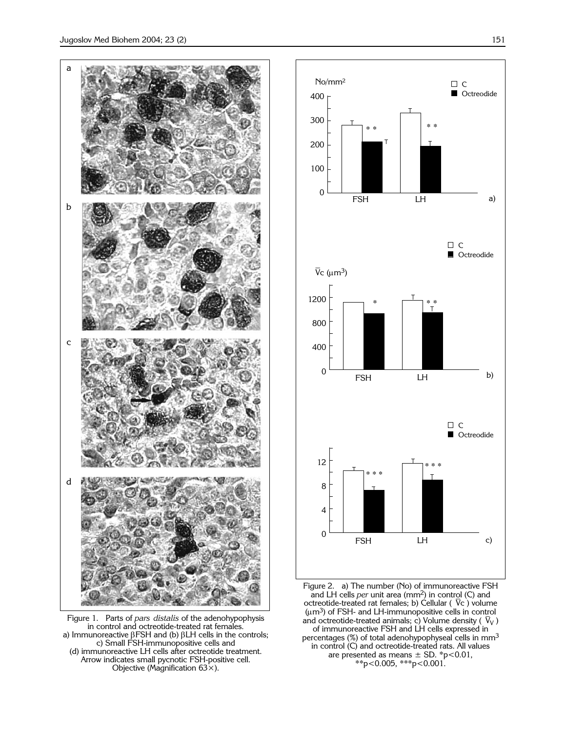Figure 1. Parts of *pars distalis* of the adenohypophysis in control and octreotide-treated rat females. a) Immunoreactive βFSH and (b) βLH cells in the controls; c) Small FSH-immunopositive cells and (d) immunoreactive LH cells after octreotide treatment. Arrow indicates small pycnotic FSH-positive cell. Objective (Magnification 63×).

Figure 2. a) The number (No) of immunoreactive FSH and LH cells *per* unit area ($mm^2$) in control (C) and octreotide-treated rat females; b) Cellular ( $\bar{V}c$ ) volume ($\mu m^3$) of FSH- and LH-immunopositive cells in control and octreotide-treated animals; c) Volume density ( $\bar{V}_V$ ) of immunoreactive FSH and LH cells expressed in percentages (%) of total adenohypophyseal cells in $mm^3$ in control (C) and octreotide-treated rats. All values are presented as means ± SD. *$p<0.01$, **$p<0.005$, ***$p<0.001$.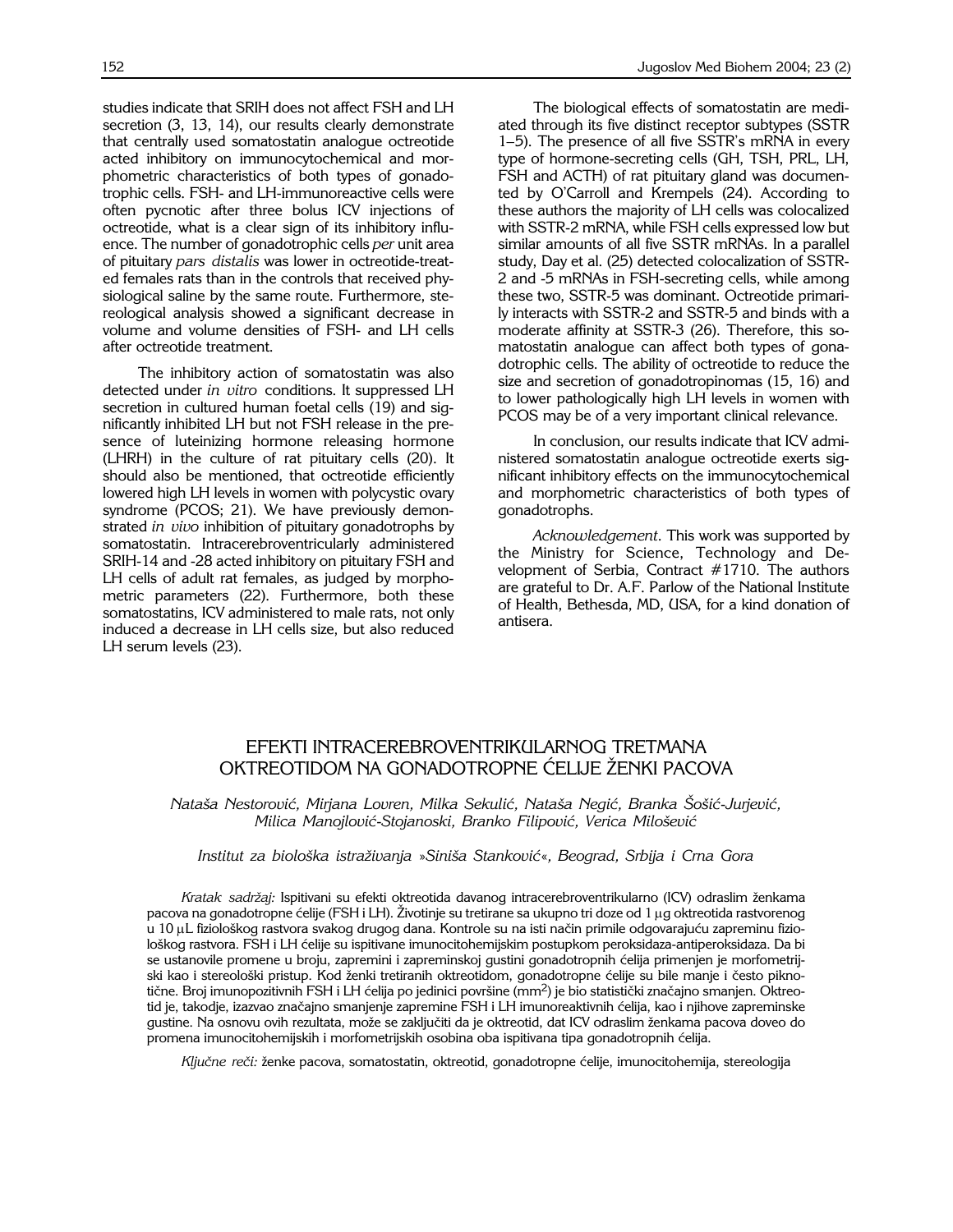studies indicate that SRIH does not affect FSH and LH secretion (3, 13, 14), our results clearly demonstrate that centrally used somatostatin analogue octreotide acted inhibitory on immunocytochemical and morphometric characteristics of both types of gonadotrophic cells. FSH- and LH-immunoreactive cells were often pycnotic after three bolus ICV injections of octreotide, what is a clear sign of its inhibitory influence. The number of gonadotrophic cells *per* unit area of pituitary *pars distalis* was lower in octreotide-treated females rats than in the controls that received physiological saline by the same route. Furthermore, stereological analysis showed a significant decrease in volume and volume densities of FSH- and LH cells after octreotide treatment.

The inhibitory action of somatostatin was also detected under *in vitro* conditions. It suppressed LH secretion in cultured human foetal cells (19) and significantly inhibited LH but not FSH release in the presence of luteinizing hormone releasing hormone (LHRH) in the culture of rat pituitary cells (20). It should also be mentioned, that octreotide efficiently lowered high LH levels in women with polycystic ovary syndrome (PCOS; 21). We have previously demonstrated *in vivo* inhibition of pituitary gonadotrophs by somatostatin. Intracerebroventricularly administered SRIH-14 and -28 acted inhibitory on pituitary FSH and LH cells of adult rat females, as judged by morphometric parameters (22). Furthermore, both these somatostatins, ICV administered to male rats, not only induced a decrease in LH cells size, but also reduced LH serum levels (23).

The biological effects of somatostatin are mediated through its five distinct receptor subtypes (SSTR 1–5). The presence of all five SSTR's mRNA in every type of hormone-secreting cells (GH, TSH, PRL, LH, FSH and ACTH) of rat pituitary gland was documented by O'Carroll and Krempels (24). According to these authors the majority of LH cells was colocalized with SSTR-2 mRNA, while FSH cells expressed low but similar amounts of all five SSTR mRNAs. In a parallel study, Day et al. (25) detected colocalization of SSTR-2 and -5 mRNAs in FSH-secreting cells, while among these two, SSTR-5 was dominant. Octreotide primarily interacts with SSTR-2 and SSTR-5 and binds with a moderate affinity at SSTR-3 (26). Therefore, this somatostatin analogue can affect both types of gonadotrophic cells. The ability of octreotide to reduce the size and secretion of gonadotropinomas (15, 16) and to lower pathologically high LH levels in women with PCOS may be of a very important clinical relevance.

In conclusion, our results indicate that ICV administered somatostatin analogue octreotide exerts significant inhibitory effects on the immunocytochemical and morphometric characteristics of both types of gonadotrophs.

*Acknowledgement*. This work was supported by the Ministry for Science, Technology and Development of Serbia, Contract #1710. The authors are grateful to Dr. A.F. Parlow of the National Institute of Health, Bethesda, MD, USA, for a kind donation of antisera.

## EFEKTI INTRACEREBROVENTRIKULARNOG TRETMANA OKTREOTIDOM NA GONADOTROPNE ĆELIJE ŽENKI PACOVA

*Nataša Nestorović, Mirjana Lovren, Milka Sekulić, Nataša Negić, Branka Šošić-Jurjević, Milica Manojlović-Stojanoski, Branko Filipović, Verica Milošević*

*Institut za biološka istraživanja »Siniša Stanković«, Beograd, Srbija i Crna Gora*

*Kratak sadržaj:* Ispitivani su efekti oktreotida davanog intracerebroventrikularno (ICV) odraslim ženkama pacova na gonadotropne ćelije (FSH i LH). Životinje su tretirane sa ukupno tri doze od 1 µg oktreotida rastvorenog u 10 µL fiziološkog rastvora svakog drugog dana. Kontrole su na isti način primile odgovarajuću zapreminu fiziološkog rastvora. FSH i LH ćelije su ispitivane imunocitohemijskim postupkom peroksidaza-antiperoksidaza. Da bi se ustanovile promene u broju, zapremini i zapreminskoj gustini gonadotropnih ćelija primenjen je morfometrijski kao i stereološki pristup. Kod ženki tretiranih oktreotidom, gonadotropne ćelije su bile manje i često piknotične. Broj imunopozitivnih FSH i LH ćelija po jedinici površine ($mm^2$) je bio statistički značajno smanjen. Oktreotid je, takodje, izazvao značajno smanjenje zapremine FSH i LH imunoreaktivnih ćelija, kao i njihove zapreminske gustine. Na osnovu ovih rezultata, može se zaključiti da je oktreotid, dat ICV odraslim ženkama pacova doveo do promena imunocitohemijskih i morfometrijskih osobina oba ispitivana tipa gonadotropnih ćelija.

*Ključne reči:* ženke pacova, somatostatin, oktreotid, gonadotropne ćelije, imunocitohemija, stereologija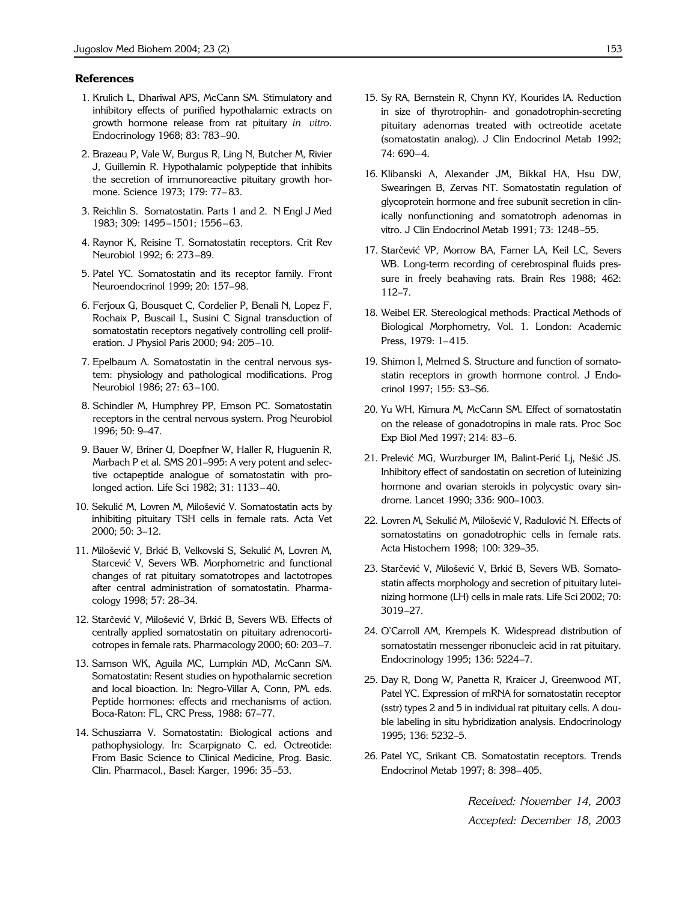## References

1. Krulich L, Dhariwal APS, McCann SM. Stimulatory and inhibitory effects of purified hypothalamic extracts on growth hormone release from rat pituitary *in vitro*. Endocrinology 1968; 83: 783–90.

2. Brazeau P, Vale W, Burgus R, Ling N, Butcher M, Rivier J, Guillemin R. Hypothalamic polypeptide that inhibits the secretion of immunoreactive pituitary growth hormone. Science 1973; 179: 77–83.

3. Reichlin S. Somatostatin. Parts 1 and 2. N Engl J Med 1983; 309: 1495–1501; 1556–63.

4. Raynor K, Reisine T. Somatostatin receptors. Crit Rev Neurobiol 1992; 6: 273–89.

5. Patel YC. Somatostatin and its receptor family. Front Neuroendocrinol 1999; 20: 157–98.

6. Ferjoux G, Bousquet C, Cordelier P, Benali N, Lopez F, Rochaix P, Buscail L, Susini C Signal transduction of somatostatin receptors negatively controlling cell proliferation. J Physiol Paris 2000; 94: 205–10.

7. Epelbaum A. Somatostatin in the central nervous system: physiology and pathological modifications. Prog Neurobiol 1986; 27: 63–100.

8. Schindler M, Humphrey PP, Emson PC. Somatostatin receptors in the central nervous system. Prog Neurobiol 1996; 50: 9–47.

9. Bauer W, Briner U, Doepfner W, Haller R, Huguenin R, Marbach P et al. SMS 201–995: A very potent and selective octapeptide analogue of somatostatin with prolonged action. Life Sci 1982; 31: 1133–40.

10. Sekulić M, Lovren M, Milošević V. Somatostatin acts by inhibiting pituitary TSH cells in female rats. Acta Vet 2000; 50: 3–12.

11. Milošević V, Brkić B, Velkovski S, Sekulić M, Lovren M, Starcević V, Severs WB. Morphometric and functional changes of rat pituitary somatotropes and lactotropes after central administration of somatostatin. Pharmacology 1998; 57: 28–34.

12. Starčević V, Milošević V, Brkić B, Severs WB. Effects of centrally applied somatostatin on pituitary adrenocorticotropes in female rats. Pharmacology 2000; 60: 203–7.

13. Samson WK, Aguila MC, Lumpkin MD, McCann SM. Somatostatin: Resent studies on hypothalamic secretion and local bioaction. In: Negro-Villar A, Conn, PM. eds. Peptide hormones: effects and mechanisms of action. Boca-Raton: FL, CRC Press, 1988: 67–77.

14. Schusziarra V. Somatostatin: Biological actions and pathophysiology. In: Scarpignato C. ed. Octreotide: From Basic Science to Clinical Medicine, Prog. Basic. Clin. Pharmacol., Basel: Karger, 1996: 35–53.

15. Sy RA, Bernstein R, Chynn KY, Kourides IA. Reduction in size of thyrotrophin- and gonadotrophin-secreting pituitary adenomas treated with octreotide acetate (somatostatin analog). J Clin Endocrinol Metab 1992; 74: 690–4.

16. Klibanski A, Alexander JM, Bikkal HA, Hsu DW, Swearingen B, Zervas NT. Somatostatin regulation of glycoprotein hormone and free subunit secretion in clinically nonfunctioning and somatotroph adenomas in vitro. J Clin Endocrinol Metab 1991; 73: 1248–55.

17. Starčević VP, Morrow BA, Farner LA, Keil LC, Severs WB. Long-term recording of cerebrospinal fluids pressure in freely beahaving rats. Brain Res 1988; 462: 112–7.

18. Weibel ER. Stereological methods: Practical Methods of Biological Morphometry, Vol. 1. London: Academic Press, 1979: 1–415.

19. Shimon I, Melmed S. Structure and function of somatostatin receptors in growth hormone control. J Endocrinol 1997; 155: S3–S6.

20. Yu WH, Kimura M, McCann SM. Effect of somatostatin on the release of gonadotropins in male rats. Proc Soc Exp Biol Med 1997; 214: 83–6.

21. Prelević MG, Wurzburger IM, Balint-Perić Lj, Nešić JS. Inhibitory effect of sandostatin on secretion of luteinizing hormone and ovarian steroids in polycystic ovary sindrome. Lancet 1990; 336: 900–1003.

22. Lovren M, Sekulić M, Milošević V, Radulović N. Effects of somatostatins on gonadotrophic cells in female rats. Acta Histochem 1998; 100: 329–35.

23. Starčević V, Milošević V, Brkić B, Severs WB. Somatostatin affects morphology and secretion of pituitary luteinizing hormone (LH) cells in male rats. Life Sci 2002; 70: 3019–27.

24. O'Carroll AM, Krempels K. Widespread distribution of somatostatin messenger ribonucleic acid in rat pituitary. Endocrinology 1995; 136: 5224–7.

25. Day R, Dong W, Panetta R, Kraicer J, Greenwood MT, Patel YC. Expression of mRNA for somatostatin receptor (sstr) types 2 and 5 in individual rat pituitary cells. A double labeling in situ hybridization analysis. Endocrinology 1995; 136: 5232–5.

26. Patel YC, Srikant CB. Somatostatin receptors. Trends Endocrinol Metab 1997; 8: 398–405.

*Received: November 14, 2003*

*Accepted: December 18, 2003*